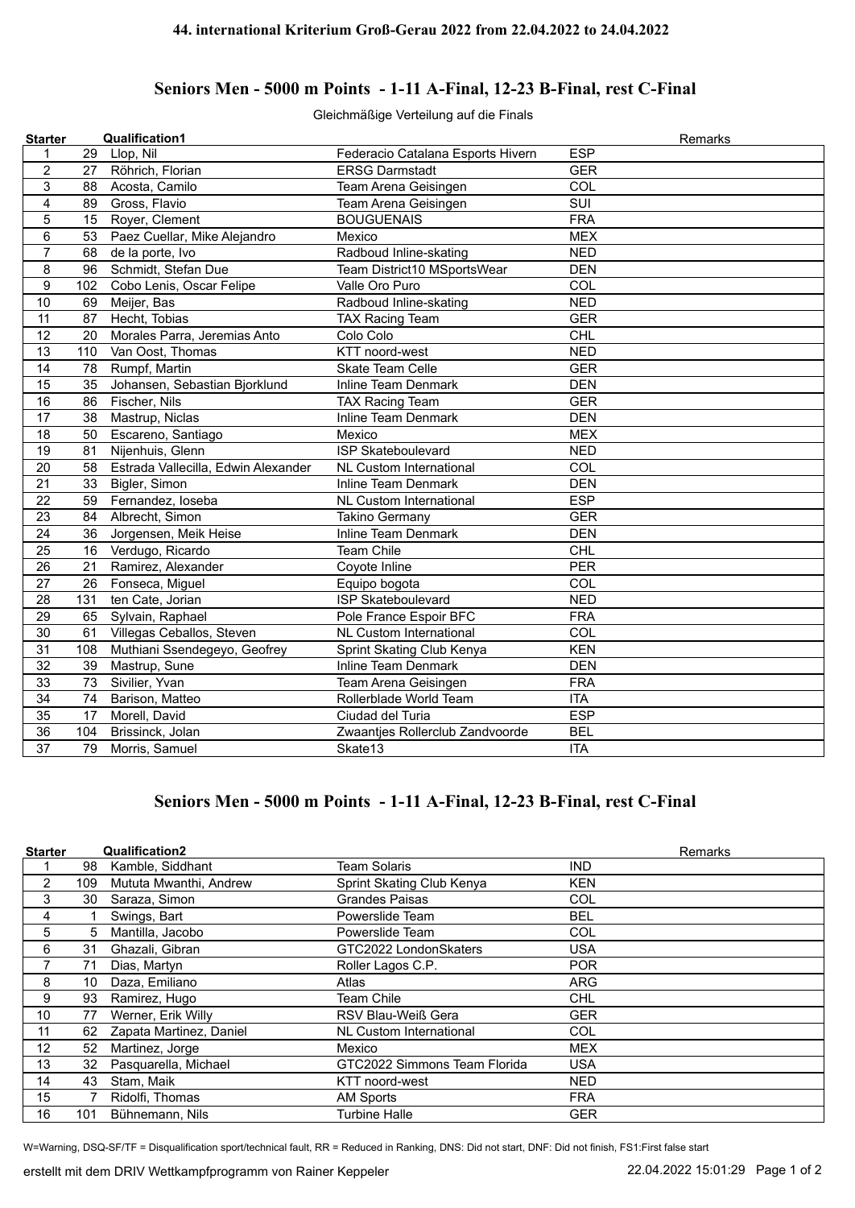# 44. international Kriterium Groß-Gerau 2022 from 22.04.2022 to 24.04.2022

## Seniors Men - 5000 m Points - 1-11 A-Final, 12-23 B-Final, rest C-Final

Gleichmäßige Verteilung auf die Finals

| Starter | Qualification1 | | | | Remarks |
|---|---|---|---|---|---|
| 1 | 29 | Llop, Nil | Federacio Catalana Esports Hivern | ESP | |
| 2 | 27 | Röhrich, Florian | ERSG Darmstadt | GER | |
| 3 | 88 | Acosta, Camilo | Team Arena Geisingen | COL | |
| 4 | 89 | Gross, Flavio | Team Arena Geisingen | SUI | |
| 5 | 15 | Royer, Clement | BOUGUENAIS | FRA | |
| 6 | 53 | Paez Cuellar, Mike Alejandro | Mexico | MEX | |
| 7 | 68 | de la porte, Ivo | Radboud Inline-skating | NED | |
| 8 | 96 | Schmidt, Stefan Due | Team District10 MSportsWear | DEN | |
| 9 | 102 | Cobo Lenis, Oscar Felipe | Valle Oro Puro | COL | |
| 10 | 69 | Meijer, Bas | Radboud Inline-skating | NED | |
| 11 | 87 | Hecht, Tobias | TAX Racing Team | GER | |
| 12 | 20 | Morales Parra, Jeremias Anto | Colo Colo | CHL | |
| 13 | 110 | Van Oost, Thomas | KTT noord-west | NED | |
| 14 | 78 | Rumpf, Martin | Skate Team Celle | GER | |
| 15 | 35 | Johansen, Sebastian Bjorklund | Inline Team Denmark | DEN | |
| 16 | 86 | Fischer, Nils | TAX Racing Team | GER | |
| 17 | 38 | Mastrup, Niclas | Inline Team Denmark | DEN | |
| 18 | 50 | Escareno, Santiago | Mexico | MEX | |
| 19 | 81 | Nijenhuis, Glenn | ISP Skateboulevard | NED | |
| 20 | 58 | Estrada Vallecilla, Edwin Alexander | NL Custom International | COL | |
| 21 | 33 | Bigler, Simon | Inline Team Denmark | DEN | |
| 22 | 59 | Fernandez, Ioseba | NL Custom International | ESP | |
| 23 | 84 | Albrecht, Simon | Takino Germany | GER | |
| 24 | 36 | Jorgensen, Meik Heise | Inline Team Denmark | DEN | |
| 25 | 16 | Verdugo, Ricardo | Team Chile | CHL | |
| 26 | 21 | Ramirez, Alexander | Coyote Inline | PER | |
| 27 | 26 | Fonseca, Miguel | Equipo bogota | COL | |
| 28 | 131 | ten Cate, Jorian | ISP Skateboulevard | NED | |
| 29 | 65 | Sylvain, Raphael | Pole France Espoir BFC | FRA | |
| 30 | 61 | Villegas Ceballos, Steven | NL Custom International | COL | |
| 31 | 108 | Muthiani Ssendegeyo, Geofrey | Sprint Skating Club Kenya | KEN | |
| 32 | 39 | Mastrup, Sune | Inline Team Denmark | DEN | |
| 33 | 73 | Sivilier, Yvan | Team Arena Geisingen | FRA | |
| 34 | 74 | Barison, Matteo | Rollerblade World Team | ITA | |
| 35 | 17 | Morell, David | Ciudad del Turia | ESP | |
| 36 | 104 | Brissinck, Jolan | Zwaantjes Rollerclub Zandvoorde | BEL | |
| 37 | 79 | Morris, Samuel | Skate13 | ITA | |

## Seniors Men - 5000 m Points - 1-11 A-Final, 12-23 B-Final, rest C-Final

| Starter | Qualification2 | | | | Remarks |
|---|---|---|---|---|---|
| 1 | 98 | Kamble, Siddhant | Team Solaris | IND | |
| 2 | 109 | Mututa Mwanthi, Andrew | Sprint Skating Club Kenya | KEN | |
| 3 | 30 | Saraza, Simon | Grandes Paisas | COL | |
| 4 | 1 | Swings, Bart | Powerslide Team | BEL | |
| 5 | 5 | Mantilla, Jacobo | Powerslide Team | COL | |
| 6 | 31 | Ghazali, Gibran | GTC2022 LondonSkaters | USA | |
| 7 | 71 | Dias, Martyn | Roller Lagos C.P. | POR | |
| 8 | 10 | Daza, Emiliano | Atlas | ARG | |
| 9 | 93 | Ramirez, Hugo | Team Chile | CHL | |
| 10 | 77 | Werner, Erik Willy | RSV Blau-Weiß Gera | GER | |
| 11 | 62 | Zapata Martinez, Daniel | NL Custom International | COL | |
| 12 | 52 | Martinez, Jorge | Mexico | MEX | |
| 13 | 32 | Pasquarella, Michael | GTC2022 Simmons Team Florida | USA | |
| 14 | 43 | Stam, Maik | KTT noord-west | NED | |
| 15 | 7 | Ridolfi, Thomas | AM Sports | FRA | |
| 16 | 101 | Bühnemann, Nils | Turbine Halle | GER | |

W=Warning, DSQ-SF/TF = Disqualification sport/technical fault, RR = Reduced in Ranking, DNS: Did not start, DNF: Did not finish, FS1:First false start

erstellt mit dem DRIV Wettkampfprogramm von Rainer Keppeler — 22.04.2022 15:01:29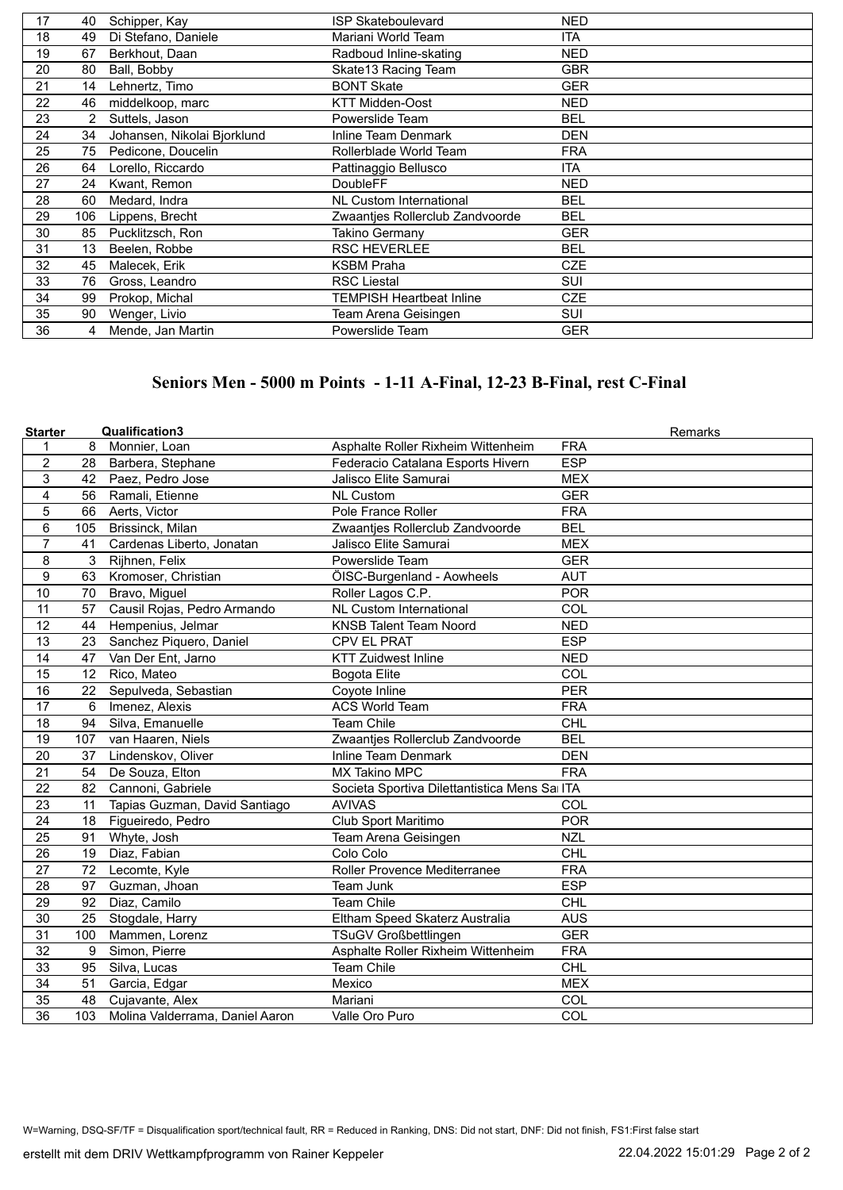| | | | | |
|---|---|---|---|---|
| 17 | 40 | Schipper, Kay | ISP Skateboulevard | NED |
| 18 | 49 | Di Stefano, Daniele | Mariani World Team | ITA |
| 19 | 67 | Berkhout, Daan | Radboud Inline-skating | NED |
| 20 | 80 | Ball, Bobby | Skate13 Racing Team | GBR |
| 21 | 14 | Lehnertz, Timo | BONT Skate | GER |
| 22 | 46 | middelkoop, marc | KTT Midden-Oost | NED |
| 23 | 2 | Suttels, Jason | Powerslide Team | BEL |
| 24 | 34 | Johansen, Nikolai Bjorklund | Inline Team Denmark | DEN |
| 25 | 75 | Pedicone, Doucelin | Rollerblade World Team | FRA |
| 26 | 64 | Lorello, Riccardo | Pattinaggio Bellusco | ITA |
| 27 | 24 | Kwant, Remon | DoubleFF | NED |
| 28 | 60 | Medard, Indra | NL Custom International | BEL |
| 29 | 106 | Lippens, Brecht | Zwaantjes Rollerclub Zandvoorde | BEL |
| 30 | 85 | Pucklitzsch, Ron | Takino Germany | GER |
| 31 | 13 | Beelen, Robbe | RSC HEVERLEE | BEL |
| 32 | 45 | Malecek, Erik | KSBM Praha | CZE |
| 33 | 76 | Gross, Leandro | RSC Liestal | SUI |
| 34 | 99 | Prokop, Michal | TEMPISH Heartbeat Inline | CZE |
| 35 | 90 | Wenger, Livio | Team Arena Geisingen | SUI |
| 36 | 4 | Mende, Jan Martin | Powerslide Team | GER |

## Seniors Men - 5000 m Points - 1-11 A-Final, 12-23 B-Final, rest C-Final

| Starter | | Qualification3 | | | Remarks |
|---|---|---|---|---|---|
| 1 | 8 | Monnier, Loan | Asphalte Roller Rixheim Wittenheim | FRA | |
| 2 | 28 | Barbera, Stephane | Federacio Catalana Esports Hivern | ESP | |
| 3 | 42 | Paez, Pedro Jose | Jalisco Elite Samurai | MEX | |
| 4 | 56 | Ramali, Etienne | NL Custom | GER | |
| 5 | 66 | Aerts, Victor | Pole France Roller | FRA | |
| 6 | 105 | Brissinck, Milan | Zwaantjes Rollerclub Zandvoorde | BEL | |
| 7 | 41 | Cardenas Liberto, Jonatan | Jalisco Elite Samurai | MEX | |
| 8 | 3 | Rijhnen, Felix | Powerslide Team | GER | |
| 9 | 63 | Kromoser, Christian | ÖISC-Burgenland - Aowheels | AUT | |
| 10 | 70 | Bravo, Miguel | Roller Lagos C.P. | POR | |
| 11 | 57 | Causil Rojas, Pedro Armando | NL Custom International | COL | |
| 12 | 44 | Hempenius, Jelmar | KNSB Talent Team Noord | NED | |
| 13 | 23 | Sanchez Piquero, Daniel | CPV EL PRAT | ESP | |
| 14 | 47 | Van Der Ent, Jarno | KTT Zuidwest Inline | NED | |
| 15 | 12 | Rico, Mateo | Bogota Elite | COL | |
| 16 | 22 | Sepulveda, Sebastian | Coyote Inline | PER | |
| 17 | 6 | Imenez, Alexis | ACS World Team | FRA | |
| 18 | 94 | Silva, Emanuelle | Team Chile | CHL | |
| 19 | 107 | van Haaren, Niels | Zwaantjes Rollerclub Zandvoorde | BEL | |
| 20 | 37 | Lindenskov, Oliver | Inline Team Denmark | DEN | |
| 21 | 54 | De Souza, Elton | MX Takino MPC | FRA | |
| 22 | 82 | Cannoni, Gabriele | Societa Sportiva Dilettantistica Mens Sa | ITA | |
| 23 | 11 | Tapias Guzman, David Santiago | AVIVAS | COL | |
| 24 | 18 | Figueiredo, Pedro | Club Sport Maritimo | POR | |
| 25 | 91 | Whyte, Josh | Team Arena Geisingen | NZL | |
| 26 | 19 | Diaz, Fabian | Colo Colo | CHL | |
| 27 | 72 | Lecomte, Kyle | Roller Provence Mediterranee | FRA | |
| 28 | 97 | Guzman, Jhoan | Team Junk | ESP | |
| 29 | 92 | Diaz, Camilo | Team Chile | CHL | |
| 30 | 25 | Stogdale, Harry | Eltham Speed Skaterz Australia | AUS | |
| 31 | 100 | Mammen, Lorenz | TSuGV Großbettlingen | GER | |
| 32 | 9 | Simon, Pierre | Asphalte Roller Rixheim Wittenheim | FRA | |
| 33 | 95 | Silva, Lucas | Team Chile | CHL | |
| 34 | 51 | Garcia, Edgar | Mexico | MEX | |
| 35 | 48 | Cujavante, Alex | Mariani | COL | |
| 36 | 103 | Molina Valderrama, Daniel Aaron | Valle Oro Puro | COL | |

W=Warning, DSQ-SF/TF = Disqualification sport/technical fault, RR = Reduced in Ranking, DNS: Did not start, DNF: Did not finish, FS1:First false start

erstellt mit dem DRIV Wettkampfprogramm von Rainer Keppeler 22.04.2022 15:01:29